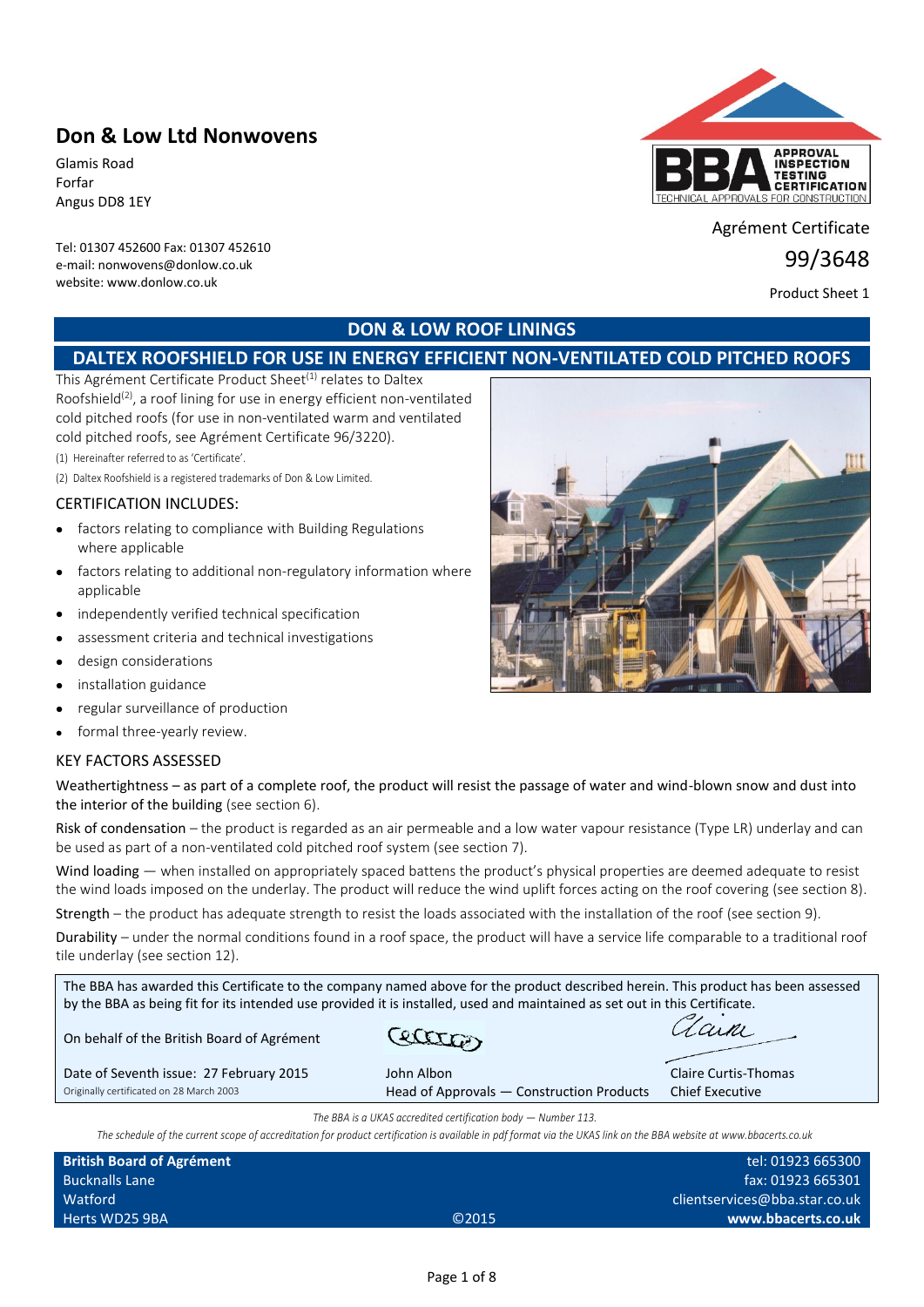# Don & Low Ltd Nonwovens

Glamis Road
Forfar
Angus DD8 1EY

Tel: 01307 452600 Fax: 01307 452610
e-mail: nonwovens@donlow.co.uk
website: www.donlow.co.uk

APPROVAL INSPECTION TESTING CERTIFICATION
TECHNICAL APPROVALS FOR CONSTRUCTION

Agrément Certificate
99/3648

Product Sheet 1

## DON & LOW ROOF LININGS

## DALTEX ROOFSHIELD FOR USE IN ENERGY EFFICIENT NON-VENTILATED COLD PITCHED ROOFS

This Agrément Certificate Product Sheet[(1)] relates to Daltex Roofshield[(2)], a roof lining for use in energy efficient non-ventilated cold pitched roofs (for use in non-ventilated warm and ventilated cold pitched roofs, see Agrément Certificate 96/3220).

(1) Hereinafter referred to as 'Certificate'.

(2) Daltex Roofshield is a registered trademarks of Don & Low Limited.

### CERTIFICATION INCLUDES:

- factors relating to compliance with Building Regulations where applicable
- factors relating to additional non-regulatory information where applicable
- independently verified technical specification
- assessment criteria and technical investigations
- design considerations
- installation guidance
- regular surveillance of production
- formal three-yearly review.

### KEY FACTORS ASSESSED

Weathertightness – as part of a complete roof, the product will resist the passage of water and wind-blown snow and dust into the interior of the building (see section 6).

Risk of condensation – the product is regarded as an air permeable and a low water vapour resistance (Type LR) underlay and can be used as part of a non-ventilated cold pitched roof system (see section 7).

Wind loading — when installed on appropriately spaced battens the product's physical properties are deemed adequate to resist the wind loads imposed on the underlay. The product will reduce the wind uplift forces acting on the roof covering (see section 8).

Strength – the product has adequate strength to resist the loads associated with the installation of the roof (see section 9).

Durability – under the normal conditions found in a roof space, the product will have a service life comparable to a traditional roof tile underlay (see section 12).

The BBA has awarded this Certificate to the company named above for the product described herein. This product has been assessed by the BBA as being fit for its intended use provided it is installed, used and maintained as set out in this Certificate.

On behalf of the British Board of Agrément

Date of Seventh issue: 27 February 2015
Originally certificated on 28 March 2003

John Albon
Head of Approvals — Construction Products

Claire Curtis-Thomas
Chief Executive

*The BBA is a UKAS accredited certification body — Number 113.*

*The schedule of the current scope of accreditation for product certification is available in pdf format via the UKAS link on the BBA website at www.bbacerts.co.uk*

**British Board of Agrément**
Bucknalls Lane
Watford
Herts WD25 9BA

©2015

tel: 01923 665300
fax: 01923 665301
clientservices@bba.star.co.uk
**www.bbacerts.co.uk**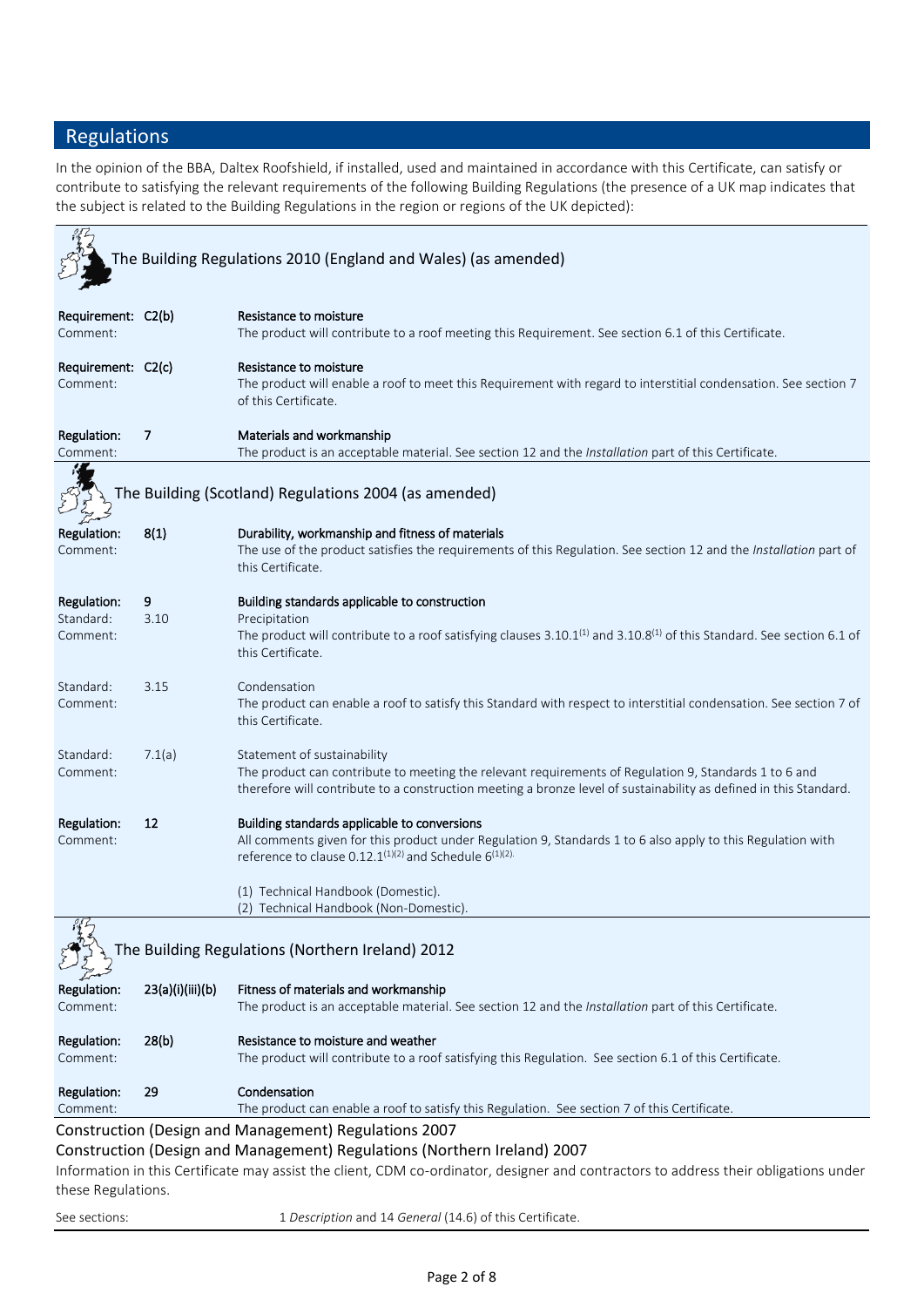## Regulations

In the opinion of the BBA, Daltex Roofshield, if installed, used and maintained in accordance with this Certificate, can satisfy or contribute to satisfying the relevant requirements of the following Building Regulations (the presence of a UK map indicates that the subject is related to the Building Regulations in the region or regions of the UK depicted):

### The Building Regulations 2010 (England and Wales) (as amended)

**Requirement: C2(b)** — **Resistance to moisture**
Comment: The product will contribute to a roof meeting this Requirement. See section 6.1 of this Certificate.

**Requirement: C2(c)** — **Resistance to moisture**
Comment: The product will enable a roof to meet this Requirement with regard to interstitial condensation. See section 7 of this Certificate.

**Regulation: 7** — **Materials and workmanship**
Comment: The product is an acceptable material. See section 12 and the *Installation* part of this Certificate.

### The Building (Scotland) Regulations 2004 (as amended)

**Regulation: 8(1)** — **Durability, workmanship and fitness of materials**
Comment: The use of the product satisfies the requirements of this Regulation. See section 12 and the *Installation* part of this Certificate.

**Regulation: 9** — **Building standards applicable to construction**
Standard: 3.10 — Precipitation
Comment: The product will contribute to a roof satisfying clauses 3.10.1(1) and 3.10.8(1) of this Standard. See section 6.1 of this Certificate.

Standard: 3.15 — Condensation
Comment: The product can enable a roof to satisfy this Standard with respect to interstitial condensation. See section 7 of this Certificate.

Standard: 7.1(a) — Statement of sustainability
Comment: The product can contribute to meeting the relevant requirements of Regulation 9, Standards 1 to 6 and therefore will contribute to a construction meeting a bronze level of sustainability as defined in this Standard.

**Regulation: 12** — **Building standards applicable to conversions**
Comment: All comments given for this product under Regulation 9, Standards 1 to 6 also apply to this Regulation with reference to clause 0.12.1(1)(2) and Schedule 6(1)(2).

(1) Technical Handbook (Domestic).
(2) Technical Handbook (Non-Domestic).

### The Building Regulations (Northern Ireland) 2012

**Regulation: 23(a)(i)(iii)(b)** — **Fitness of materials and workmanship**
Comment: The product is an acceptable material. See section 12 and the *Installation* part of this Certificate.

**Regulation: 28(b)** — **Resistance to moisture and weather**
Comment: The product will contribute to a roof satisfying this Regulation. See section 6.1 of this Certificate.

**Regulation: 29** — **Condensation**
Comment: The product can enable a roof to satisfy this Regulation. See section 7 of this Certificate.

### Construction (Design and Management) Regulations 2007
### Construction (Design and Management) Regulations (Northern Ireland) 2007

Information in this Certificate may assist the client, CDM co-ordinator, designer and contractors to address their obligations under these Regulations.

See sections: 1 *Description* and 14 *General* (14.6) of this Certificate.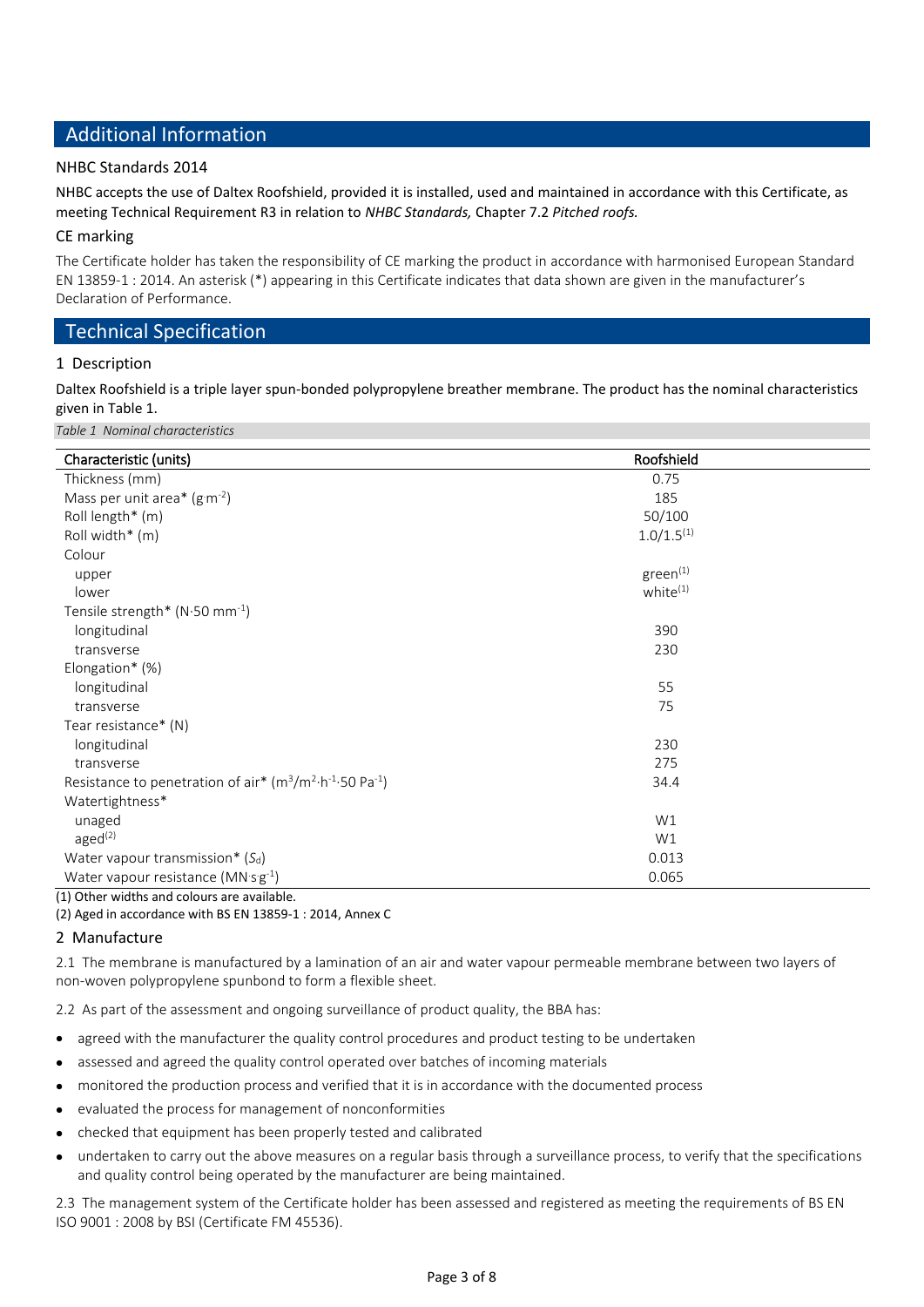## Additional Information

### NHBC Standards 2014

NHBC accepts the use of Daltex Roofshield, provided it is installed, used and maintained in accordance with this Certificate, as meeting Technical Requirement R3 in relation to *NHBC Standards,* Chapter 7.2 *Pitched roofs.*

### CE marking

The Certificate holder has taken the responsibility of CE marking the product in accordance with harmonised European Standard EN 13859-1 : 2014. An asterisk (*) appearing in this Certificate indicates that data shown are given in the manufacturer's Declaration of Performance.

## Technical Specification

### 1 Description

Daltex Roofshield is a triple layer spun-bonded polypropylene breather membrane. The product has the nominal characteristics given in Table 1.

*Table 1 Nominal characteristics*

| Characteristic (units) | Roofshield |
|---|---|
| Thickness (mm) | 0.75 |
| Mass per unit area* ($g \cdot m^{-2}$) | 185 |
| Roll length* (m) | 50/100 |
| Roll width* (m) | 1.0/1.5(1) |
| Colour | |
| upper | green(1) |
| lower | white(1) |
| Tensile strength* ($N \cdot 50\ mm^{-1}$) | |
| longitudinal | 390 |
| transverse | 230 |
| Elongation* (%) | |
| longitudinal | 55 |
| transverse | 75 |
| Tear resistance* (N) | |
| longitudinal | 230 |
| transverse | 275 |
| Resistance to penetration of air* ($m^3/m^2 \cdot h^{-1} \cdot 50\ Pa^{-1}$) | 34.4 |
| Watertightness* | |
| unaged | W1 |
| aged(2) | W1 |
| Water vapour transmission* ($S_d$) | 0.013 |
| Water vapour resistance ($MN \cdot s \cdot g^{-1}$) | 0.065 |

(1) Other widths and colours are available.

(2) Aged in accordance with BS EN 13859-1 : 2014, Annex C

### 2 Manufacture

2.1 The membrane is manufactured by a lamination of an air and water vapour permeable membrane between two layers of non-woven polypropylene spunbond to form a flexible sheet.

2.2 As part of the assessment and ongoing surveillance of product quality, the BBA has:

- agreed with the manufacturer the quality control procedures and product testing to be undertaken
- assessed and agreed the quality control operated over batches of incoming materials
- monitored the production process and verified that it is in accordance with the documented process
- evaluated the process for management of nonconformities
- checked that equipment has been properly tested and calibrated
- undertaken to carry out the above measures on a regular basis through a surveillance process, to verify that the specifications and quality control being operated by the manufacturer are being maintained.

2.3 The management system of the Certificate holder has been assessed and registered as meeting the requirements of BS EN ISO 9001 : 2008 by BSI (Certificate FM 45536).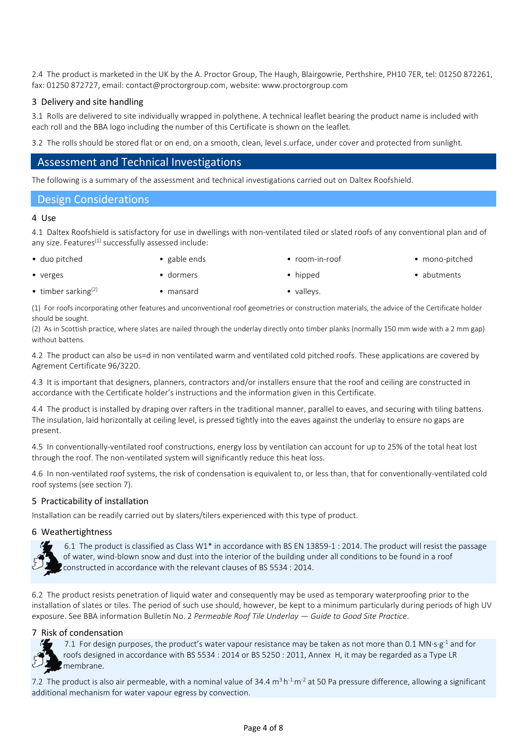2.4 The product is marketed in the UK by the A. Proctor Group, The Haugh, Blairgowrie, Perthshire, PH10 7ER, tel: 01250 872261, fax: 01250 872727, email: contact@proctorgroup.com, website: www.proctorgroup.com

### 3 Delivery and site handling

3.1 Rolls are delivered to site individually wrapped in polythene. A technical leaflet bearing the product name is included with each roll and the BBA logo including the number of this Certificate is shown on the leaflet.

3.2 The rolls should be stored flat or on end, on a smooth, clean, level s.urface, under cover and protected from sunlight.

# Assessment and Technical Investigations

The following is a summary of the assessment and technical investigations carried out on Daltex Roofshield.

## Design Considerations

### 4 Use

4.1 Daltex Roofshield is satisfactory for use in dwellings with non-ventilated tiled or slated roofs of any conventional plan and of any size. Features[1] successfully assessed include:

- duo pitched
- gable ends
- room-in-roof
- mono-pitched
- verges
- dormers
- hipped
- abutments
- timber sarking[2]
- mansard
- valleys.

(1) For roofs incorporating other features and unconventional roof geometries or construction materials, the advice of the Certificate holder should be sought.
(2) As in Scottish practice, where slates are nailed through the underlay directly onto timber planks (normally 150 mm wide with a 2 mm gap) without battens.

4.2 The product can also be us=d in non ventilated warm and ventilated cold pitched roofs. These applications are covered by Agrement Certificate 96/3220.

4.3 It is important that designers, planners, contractors and/or installers ensure that the roof and ceiling are constructed in accordance with the Certificate holder's instructions and the information given in this Certificate.

4.4 The product is installed by draping over rafters in the traditional manner, parallel to eaves, and securing with tiling battens. The insulation, laid horizontally at ceiling level, is pressed tightly into the eaves against the underlay to ensure no gaps are present.

4.5 In conventionally-ventilated roof constructions, energy loss by ventilation can account for up to 25% of the total heat lost through the roof. The non-ventilated system will significantly reduce this heat loss.

4.6 In non-ventilated roof systems, the risk of condensation is equivalent to, or less than, that for conventionally-ventilated cold roof systems (see section 7).

### 5 Practicability of installation

Installation can be readily carried out by slaters/tilers experienced with this type of product.

### 6 Weathertightness

6.1 The product is classified as Class W1* in accordance with BS EN 13859-1 : 2014. The product will resist the passage of water, wind-blown snow and dust into the interior of the building under all conditions to be found in a roof constructed in accordance with the relevant clauses of BS 5534 : 2014.

6.2 The product resists penetration of liquid water and consequently may be used as temporary waterproofing prior to the installation of slates or tiles. The period of such use should, however, be kept to a minimum particularly during periods of high UV exposure. See BBA information Bulletin No. 2 *Permeable Roof Tile Underlay — Guide to Good Site Practice*.

### 7 Risk of condensation

7.1 For design purposes, the product's water vapour resistance may be taken as not more than 0.1 $MN \cdot s \cdot g^{-1}$ and for roofs designed in accordance with BS 5534 : 2014 or BS 5250 : 2011, Annex H, it may be regarded as a Type LR membrane.

7.2 The product is also air permeable, with a nominal value of 34.4 $m^3 \cdot h^{-1} \cdot m^{-2}$ at 50 Pa pressure difference, allowing a significant additional mechanism for water vapour egress by convection.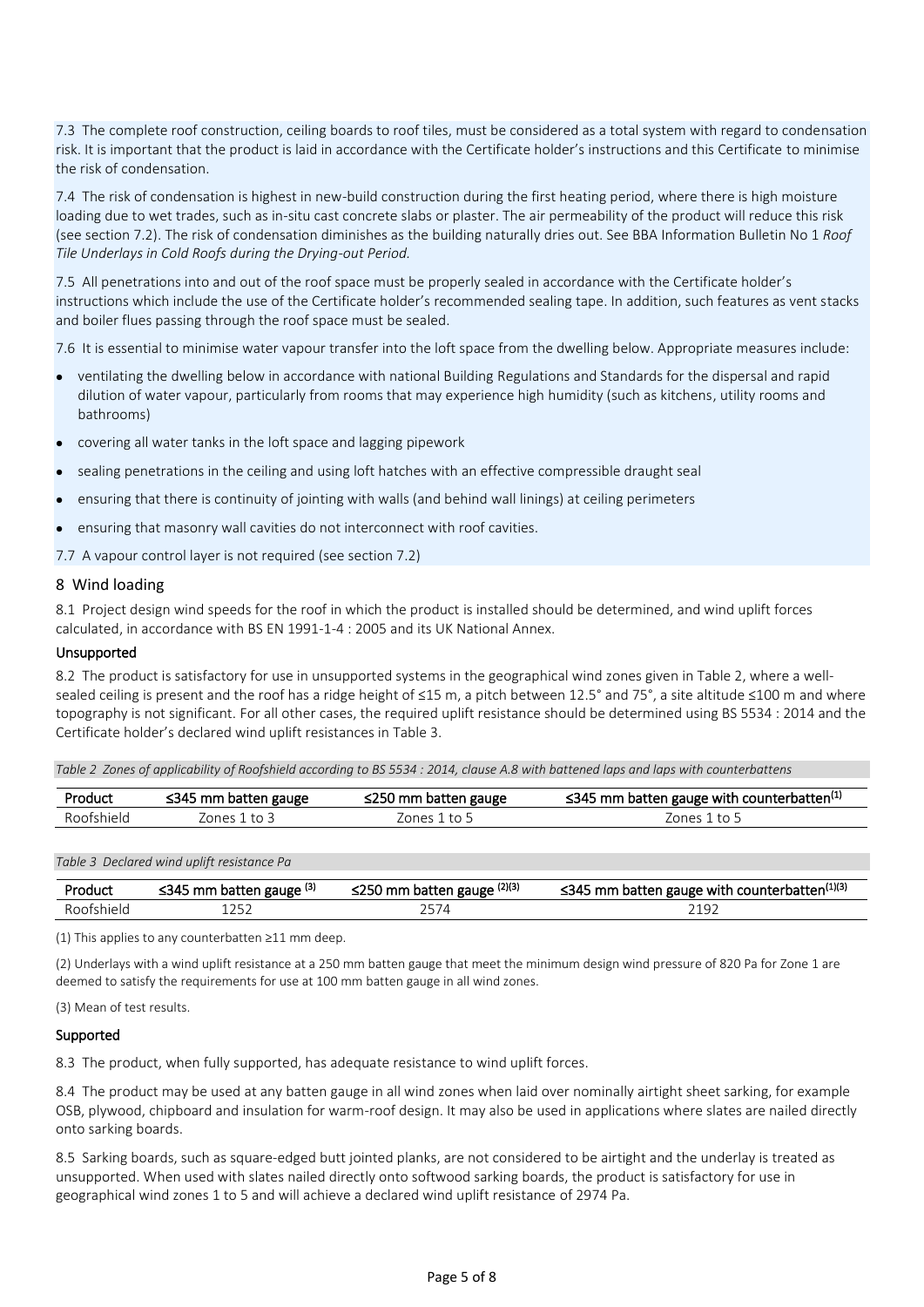7.3 The complete roof construction, ceiling boards to roof tiles, must be considered as a total system with regard to condensation risk. It is important that the product is laid in accordance with the Certificate holder's instructions and this Certificate to minimise the risk of condensation.

7.4 The risk of condensation is highest in new-build construction during the first heating period, where there is high moisture loading due to wet trades, such as in-situ cast concrete slabs or plaster. The air permeability of the product will reduce this risk (see section 7.2). The risk of condensation diminishes as the building naturally dries out. See BBA Information Bulletin No 1 *Roof Tile Underlays in Cold Roofs during the Drying-out Period.*

7.5 All penetrations into and out of the roof space must be properly sealed in accordance with the Certificate holder's instructions which include the use of the Certificate holder's recommended sealing tape. In addition, such features as vent stacks and boiler flues passing through the roof space must be sealed.

7.6 It is essential to minimise water vapour transfer into the loft space from the dwelling below. Appropriate measures include:

- ventilating the dwelling below in accordance with national Building Regulations and Standards for the dispersal and rapid dilution of water vapour, particularly from rooms that may experience high humidity (such as kitchens, utility rooms and bathrooms)
- covering all water tanks in the loft space and lagging pipework
- sealing penetrations in the ceiling and using loft hatches with an effective compressible draught seal
- ensuring that there is continuity of jointing with walls (and behind wall linings) at ceiling perimeters
- ensuring that masonry wall cavities do not interconnect with roof cavities.

7.7 A vapour control layer is not required (see section 7.2)

## 8 Wind loading

8.1 Project design wind speeds for the roof in which the product is installed should be determined, and wind uplift forces calculated, in accordance with BS EN 1991-1-4 : 2005 and its UK National Annex.

### Unsupported

8.2 The product is satisfactory for use in unsupported systems in the geographical wind zones given in Table 2, where a well-sealed ceiling is present and the roof has a ridge height of ≤15 m, a pitch between 12.5° and 75°, a site altitude ≤100 m and where topography is not significant. For all other cases, the required uplift resistance should be determined using BS 5534 : 2014 and the Certificate holder's declared wind uplift resistances in Table 3.

*Table 2 Zones of applicability of Roofshield according to BS 5534 : 2014, clause A.8 with battened laps and laps with counterbattens*

| Product | ≤345 mm batten gauge | ≤250 mm batten gauge | ≤345 mm batten gauge with counterbatten[1] |
|---|---|---|---|
| Roofshield | Zones 1 to 3 | Zones 1 to 5 | Zones 1 to 5 |

*Table 3 Declared wind uplift resistance Pa*

| Product | ≤345 mm batten gauge [3] | ≤250 mm batten gauge [2][3] | ≤345 mm batten gauge with counterbatten[1][3] |
|---|---|---|---|
| Roofshield | 1252 | 2574 | 2192 |

(1) This applies to any counterbatten ≥11 mm deep.

(2) Underlays with a wind uplift resistance at a 250 mm batten gauge that meet the minimum design wind pressure of 820 Pa for Zone 1 are deemed to satisfy the requirements for use at 100 mm batten gauge in all wind zones.

(3) Mean of test results.

### Supported

8.3 The product, when fully supported, has adequate resistance to wind uplift forces.

8.4 The product may be used at any batten gauge in all wind zones when laid over nominally airtight sheet sarking, for example OSB, plywood, chipboard and insulation for warm-roof design. It may also be used in applications where slates are nailed directly onto sarking boards.

8.5 Sarking boards, such as square-edged butt jointed planks, are not considered to be airtight and the underlay is treated as unsupported. When used with slates nailed directly onto softwood sarking boards, the product is satisfactory for use in geographical wind zones 1 to 5 and will achieve a declared wind uplift resistance of 2974 Pa.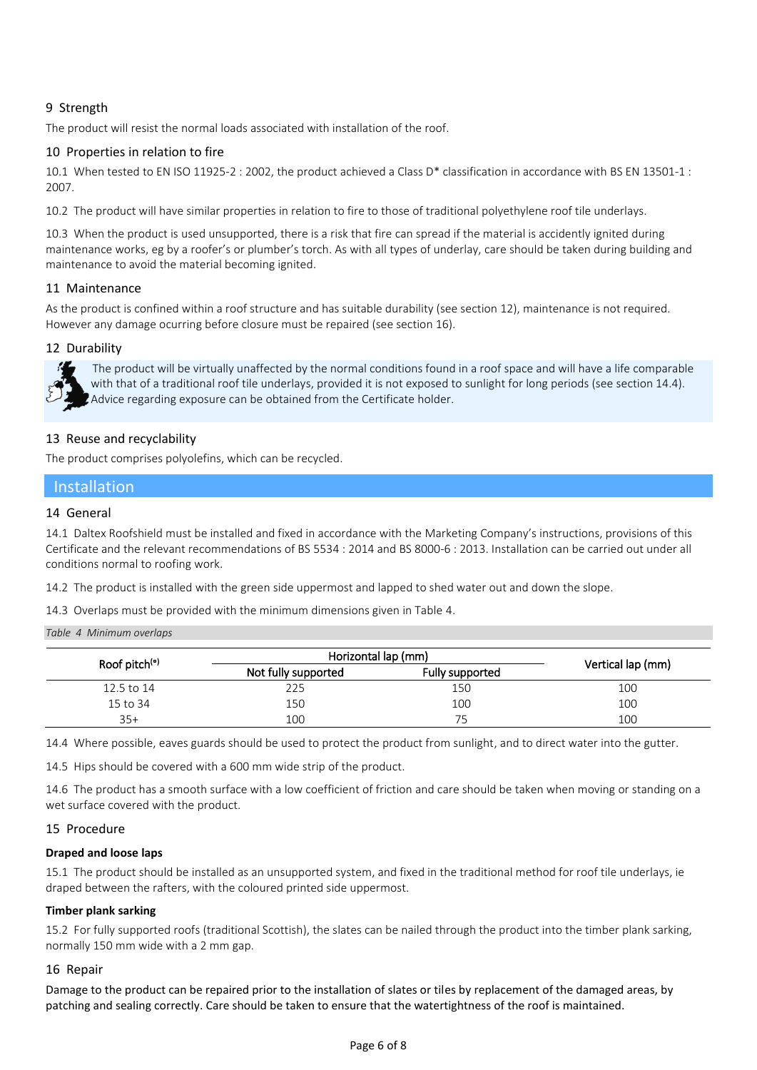## 9 Strength

The product will resist the normal loads associated with installation of the roof.

## 10 Properties in relation to fire

10.1 When tested to EN ISO 11925-2 : 2002, the product achieved a Class D* classification in accordance with BS EN 13501-1 : 2007.

10.2 The product will have similar properties in relation to fire to those of traditional polyethylene roof tile underlays.

10.3 When the product is used unsupported, there is a risk that fire can spread if the material is accidently ignited during maintenance works, eg by a roofer's or plumber's torch. As with all types of underlay, care should be taken during building and maintenance to avoid the material becoming ignited.

## 11 Maintenance

As the product is confined within a roof structure and has suitable durability (see section 12), maintenance is not required. However any damage ocurring before closure must be repaired (see section 16).

## 12 Durability

The product will be virtually unaffected by the normal conditions found in a roof space and will have a life comparable with that of a traditional roof tile underlays, provided it is not exposed to sunlight for long periods (see section 14.4). Advice regarding exposure can be obtained from the Certificate holder.

## 13 Reuse and recyclability

The product comprises polyolefins, which can be recycled.

# Installation

## 14 General

14.1 Daltex Roofshield must be installed and fixed in accordance with the Marketing Company's instructions, provisions of this Certificate and the relevant recommendations of BS 5534 : 2014 and BS 8000-6 : 2013. Installation can be carried out under all conditions normal to roofing work.

14.2 The product is installed with the green side uppermost and lapped to shed water out and down the slope.

14.3 Overlaps must be provided with the minimum dimensions given in Table 4.

*Table 4 Minimum overlaps*

| Roof pitch(°) | Horizontal lap (mm) | | Vertical lap (mm) |
|---|---|---|---|
| | Not fully supported | Fully supported | |
| 12.5 to 14 | 225 | 150 | 100 |
| 15 to 34 | 150 | 100 | 100 |
| 35+ | 100 | 75 | 100 |

14.4 Where possible, eaves guards should be used to protect the product from sunlight, and to direct water into the gutter.

14.5 Hips should be covered with a 600 mm wide strip of the product.

14.6 The product has a smooth surface with a low coefficient of friction and care should be taken when moving or standing on a wet surface covered with the product.

## 15 Procedure

**Draped and loose laps**

15.1 The product should be installed as an unsupported system, and fixed in the traditional method for roof tile underlays, ie draped between the rafters, with the coloured printed side uppermost.

**Timber plank sarking**

15.2 For fully supported roofs (traditional Scottish), the slates can be nailed through the product into the timber plank sarking, normally 150 mm wide with a 2 mm gap.

## 16 Repair

Damage to the product can be repaired prior to the installation of slates or tiles by replacement of the damaged areas, by patching and sealing correctly. Care should be taken to ensure that the watertightness of the roof is maintained.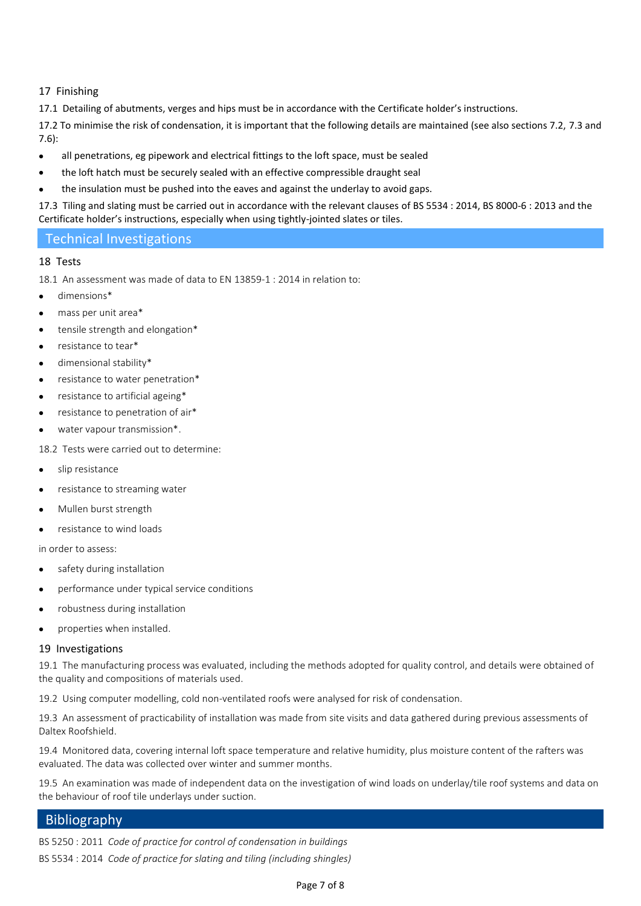### 17 Finishing

17.1 Detailing of abutments, verges and hips must be in accordance with the Certificate holder's instructions.

17.2 To minimise the risk of condensation, it is important that the following details are maintained (see also sections 7.2, 7.3 and 7.6):

- all penetrations, eg pipework and electrical fittings to the loft space, must be sealed
- the loft hatch must be securely sealed with an effective compressible draught seal
- the insulation must be pushed into the eaves and against the underlay to avoid gaps.

17.3 Tiling and slating must be carried out in accordance with the relevant clauses of BS 5534 : 2014, BS 8000-6 : 2013 and the Certificate holder's instructions, especially when using tightly-jointed slates or tiles.

## Technical Investigations

### 18 Tests

18.1 An assessment was made of data to EN 13859-1 : 2014 in relation to:

- dimensions*
- mass per unit area*
- tensile strength and elongation*
- resistance to tear*
- dimensional stability*
- resistance to water penetration*
- resistance to artificial ageing*
- resistance to penetration of air*
- water vapour transmission*.

18.2 Tests were carried out to determine:

- slip resistance
- resistance to streaming water
- Mullen burst strength
- resistance to wind loads

in order to assess:

- safety during installation
- performance under typical service conditions
- robustness during installation
- properties when installed.

### 19 Investigations

19.1 The manufacturing process was evaluated, including the methods adopted for quality control, and details were obtained of the quality and compositions of materials used.

19.2 Using computer modelling, cold non-ventilated roofs were analysed for risk of condensation.

19.3 An assessment of practicability of installation was made from site visits and data gathered during previous assessments of Daltex Roofshield.

19.4 Monitored data, covering internal loft space temperature and relative humidity, plus moisture content of the rafters was evaluated. The data was collected over winter and summer months.

19.5 An examination was made of independent data on the investigation of wind loads on underlay/tile roof systems and data on the behaviour of roof tile underlays under suction.

## Bibliography

BS 5250 : 2011 *Code of practice for control of condensation in buildings*

BS 5534 : 2014 *Code of practice for slating and tiling (including shingles)*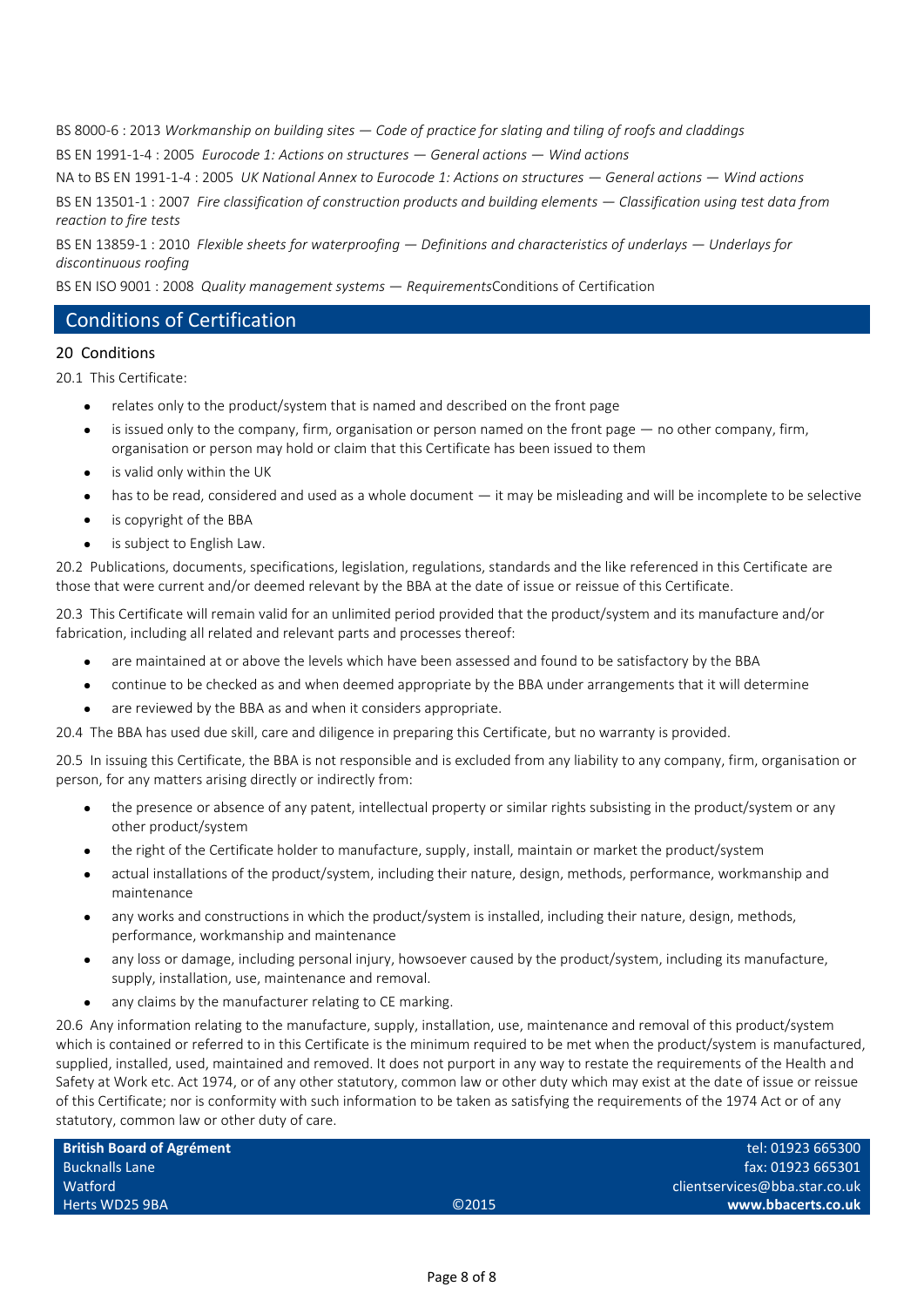BS 8000-6 : 2013 *Workmanship on building sites — Code of practice for slating and tiling of roofs and claddings*

BS EN 1991-1-4 : 2005 *Eurocode 1: Actions on structures — General actions — Wind actions*

NA to BS EN 1991-1-4 : 2005 *UK National Annex to Eurocode 1: Actions on structures — General actions — Wind actions*

BS EN 13501-1 : 2007 *Fire classification of construction products and building elements — Classification using test data from reaction to fire tests*

BS EN 13859-1 : 2010 *Flexible sheets for waterproofing — Definitions and characteristics of underlays — Underlays for discontinuous roofing*

BS EN ISO 9001 : 2008 *Quality management systems — Requirements*Conditions of Certification

## Conditions of Certification

### 20 Conditions

20.1 This Certificate:

- relates only to the product/system that is named and described on the front page
- is issued only to the company, firm, organisation or person named on the front page — no other company, firm, organisation or person may hold or claim that this Certificate has been issued to them
- is valid only within the UK
- has to be read, considered and used as a whole document — it may be misleading and will be incomplete to be selective
- is copyright of the BBA
- is subject to English Law.

20.2 Publications, documents, specifications, legislation, regulations, standards and the like referenced in this Certificate are those that were current and/or deemed relevant by the BBA at the date of issue or reissue of this Certificate.

20.3 This Certificate will remain valid for an unlimited period provided that the product/system and its manufacture and/or fabrication, including all related and relevant parts and processes thereof:

- are maintained at or above the levels which have been assessed and found to be satisfactory by the BBA
- continue to be checked as and when deemed appropriate by the BBA under arrangements that it will determine
- are reviewed by the BBA as and when it considers appropriate.

20.4 The BBA has used due skill, care and diligence in preparing this Certificate, but no warranty is provided.

20.5 In issuing this Certificate, the BBA is not responsible and is excluded from any liability to any company, firm, organisation or person, for any matters arising directly or indirectly from:

- the presence or absence of any patent, intellectual property or similar rights subsisting in the product/system or any other product/system
- the right of the Certificate holder to manufacture, supply, install, maintain or market the product/system
- actual installations of the product/system, including their nature, design, methods, performance, workmanship and maintenance
- any works and constructions in which the product/system is installed, including their nature, design, methods, performance, workmanship and maintenance
- any loss or damage, including personal injury, howsoever caused by the product/system, including its manufacture, supply, installation, use, maintenance and removal.
- any claims by the manufacturer relating to CE marking.

20.6 Any information relating to the manufacture, supply, installation, use, maintenance and removal of this product/system which is contained or referred to in this Certificate is the minimum required to be met when the product/system is manufactured, supplied, installed, used, maintained and removed. It does not purport in any way to restate the requirements of the Health and Safety at Work etc. Act 1974, or of any other statutory, common law or other duty which may exist at the date of issue or reissue of this Certificate; nor is conformity with such information to be taken as satisfying the requirements of the 1974 Act or of any statutory, common law or other duty of care.

**British Board of Agrément**
Bucknalls Lane
Watford
Herts WD25 9BA

©2015

tel: 01923 665300
fax: 01923 665301
clientservices@bba.star.co.uk
**www.bbacerts.co.uk**